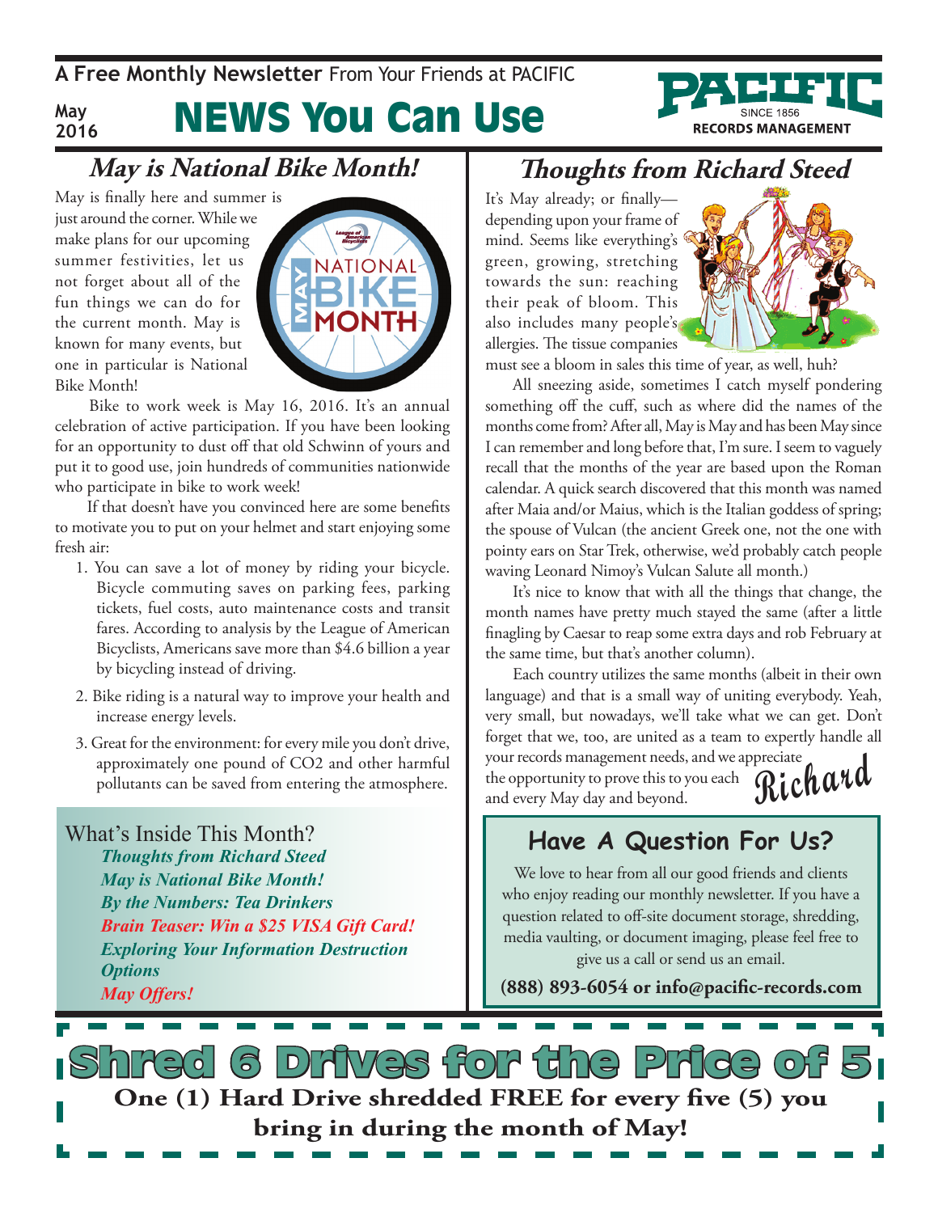A **Free Monthly Newsletter** From Your Friends at PACIFIC

May 2016

# NEWS You Can Use

## *May is National Bike Month!*

May is finally here and summer is just around the corner. While we make plans for our upcoming summer festivities, let us not forget about all of the fun things we can do for the current month. May is known for many events, but one in particular is National Bike Month!

Bike to work week is May 16, 2016. It's an annual celebration of active participation. If you have been looking for an opportunity to dust off that old Schwinn of yours and put it to good use, join hundreds of communities nationwide who participate in bike to work week!

If that doesn't have you convinced here are some benefits to motivate you to put on your helmet and start enjoying some fresh air:

1. You can save a lot of money by riding your bicycle. Bicycle commuting saves on parking fees, parking tickets, fuel costs, auto maintenance costs and transit fares. According to analysis by the League of American Bicyclists, Americans save more than $4.6 billion a year by bicycling instead of driving.
2. Bike riding is a natural way to improve your health and increase energy levels.
3. Great for the environment: for every mile you don't drive, approximately one pound of $CO_2$ and other harmful pollutants can be saved from entering the atmosphere.

What's Inside This Month?

- *Thoughts from Richard Steed*
- *May is National Bike Month!*
- *By the Numbers: Tea Drinkers*
- *Brain Teaser: Win a $25 VISA Gift Card!*
- *Exploring Your Information Destruction Options*
- *May Offers!*

## *Thoughts from Richard Steed*

It's May already; or finally—depending upon your frame of mind. Seems like everything's green, growing, stretching towards the sun: reaching their peak of bloom. This also includes many people's allergies. The tissue companies must see a bloom in sales this time of year, as well, huh?

All sneezing aside, sometimes I catch myself pondering something off the cuff, such as where did the names of the months come from? After all, May is May and has been May since I can remember and long before that, I'm sure. I seem to vaguely recall that the months of the year are based upon the Roman calendar. A quick search discovered that this month was named after Maia and/or Maius, which is the Italian goddess of spring; the spouse of Vulcan (the ancient Greek one, not the one with pointy ears on Star Trek, otherwise, we'd probably catch people waving Leonard Nimoy's Vulcan Salute all month.)

It's nice to know that with all the things that change, the month names have pretty much stayed the same (after a little finagling by Caesar to reap some extra days and rob February at the same time, but that's another column).

Each country utilizes the same months (albeit in their own language) and that is a small way of uniting everybody. Yeah, very small, but nowadays, we'll take what we can get. Don't forget that we, too, are united as a team to expertly handle all your records management needs, and we appreciate the opportunity to prove this to you each and every May day and beyond.

*Richard*

## Have A Question For Us?

We love to hear from all our good friends and clients who enjoy reading our monthly newsletter. If you have a question related to off-site document storage, shredding, media vaulting, or document imaging, please feel free to give us a call or send us an email.

**(888) 893-6054 or info@pacific-records.com**

## Shred 6 Drives for the Price of 5

**One (1) Hard Drive shredded FREE for every five (5) you bring in during the month of May!**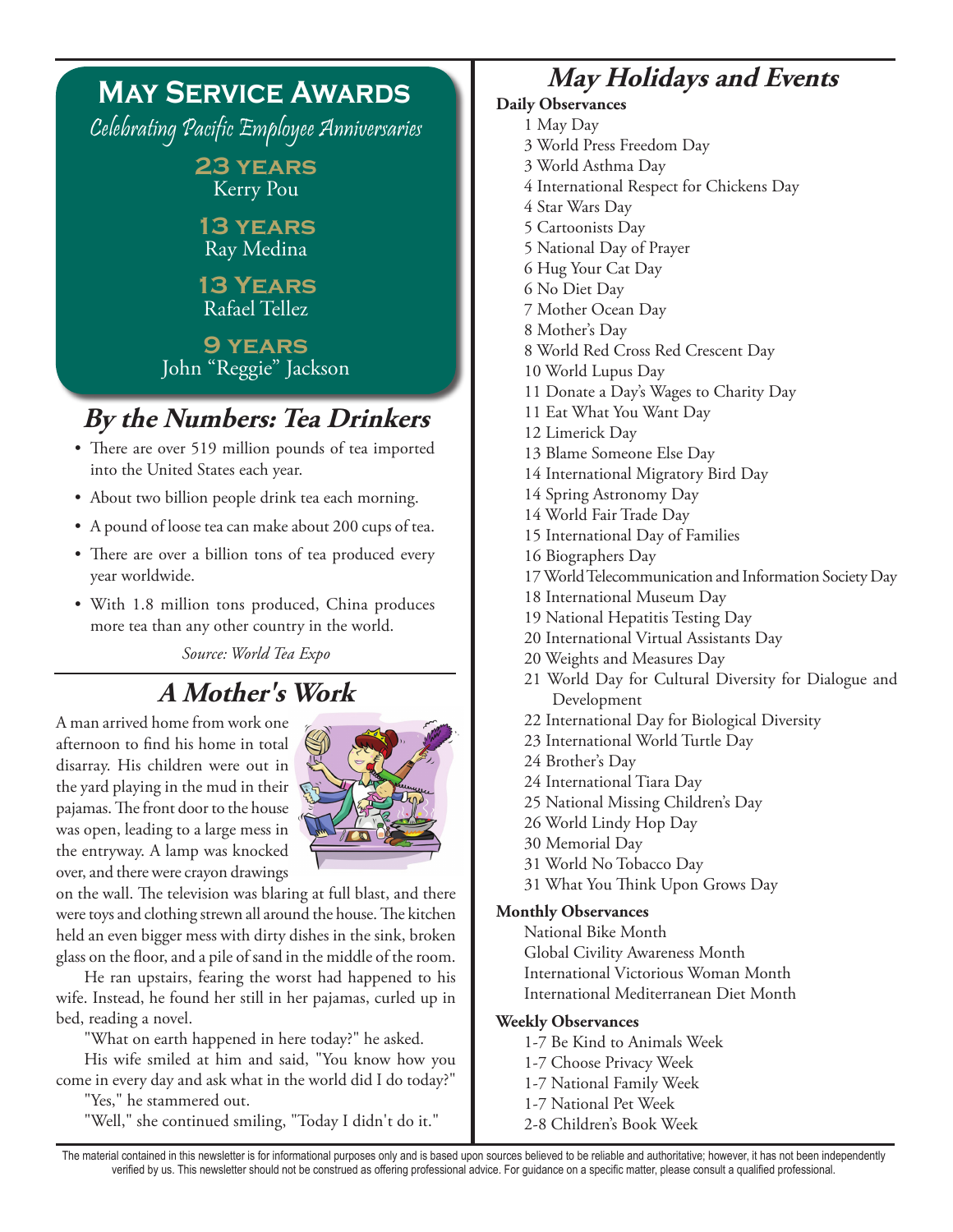# May Service Awards

*Celebrating Pacific Employee Anniversaries*

**23 years**
Kerry Pou

**13 years**
Ray Medina

**13 Years**
Rafael Tellez

**9 years**
John "Reggie" Jackson

## *By the Numbers: Tea Drinkers*

- There are over 519 million pounds of tea imported into the United States each year.
- About two billion people drink tea each morning.
- A pound of loose tea can make about 200 cups of tea.
- There are over a billion tons of tea produced every year worldwide.
- With 1.8 million tons produced, China produces more tea than any other country in the world.

*Source: World Tea Expo*

## *A Mother's Work*

A man arrived home from work one afternoon to find his home in total disarray. His children were out in the yard playing in the mud in their pajamas. The front door to the house was open, leading to a large mess in the entryway. A lamp was knocked over, and there were crayon drawings on the wall. The television was blaring at full blast, and there were toys and clothing strewn all around the house. The kitchen held an even bigger mess with dirty dishes in the sink, broken glass on the floor, and a pile of sand in the middle of the room.

He ran upstairs, fearing the worst had happened to his wife. Instead, he found her still in her pajamas, curled up in bed, reading a novel.

"What on earth happened in here today?" he asked.

His wife smiled at him and said, "You know how you come in every day and ask what in the world did I do today?"

"Yes," he stammered out.

"Well," she continued smiling, "Today I didn't do it."

## *May Holidays and Events*

**Daily Observances**

1 May Day
3 World Press Freedom Day
3 World Asthma Day
4 International Respect for Chickens Day
4 Star Wars Day
5 Cartoonists Day
5 National Day of Prayer
6 Hug Your Cat Day
6 No Diet Day
7 Mother Ocean Day
8 Mother's Day
8 World Red Cross Red Crescent Day
10 World Lupus Day
11 Donate a Day's Wages to Charity Day
11 Eat What You Want Day
12 Limerick Day
13 Blame Someone Else Day
14 International Migratory Bird Day
14 Spring Astronomy Day
14 World Fair Trade Day
15 International Day of Families
16 Biographers Day
17 World Telecommunication and Information Society Day
18 International Museum Day
19 National Hepatitis Testing Day
20 International Virtual Assistants Day
20 Weights and Measures Day
21 World Day for Cultural Diversity for Dialogue and Development
22 International Day for Biological Diversity
23 International World Turtle Day
24 Brother's Day
24 International Tiara Day
25 National Missing Children's Day
26 World Lindy Hop Day
30 Memorial Day
31 World No Tobacco Day
31 What You Think Upon Grows Day

**Monthly Observances**

National Bike Month
Global Civility Awareness Month
International Victorious Woman Month
International Mediterranean Diet Month

**Weekly Observances**

1-7 Be Kind to Animals Week
1-7 Choose Privacy Week
1-7 National Family Week
1-7 National Pet Week
2-8 Children's Book Week

The material contained in this newsletter is for informational purposes only and is based upon sources believed to be reliable and authoritative; however, it has not been independently verified by us. This newsletter should not be construed as offering professional advice. For guidance on a specific matter, please consult a qualified professional.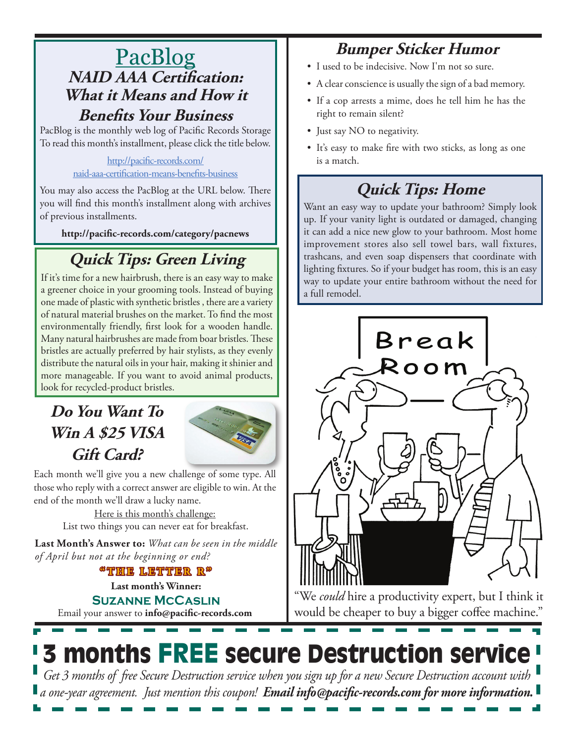## PacBlog

### NAID AAA Certification: What it Means and How it Benefits Your Business

PacBlog is the monthly web log of Pacific Records Storage To read this month's installment, please click the title below.

http://pacific-records.com/naid-aaa-certification-means-benefits-business

You may also access the PacBlog at the URL below. There you will find this month's installment along with archives of previous installments.

**http://pacific-records.com/category/pacnews**

## Quick Tips: Green Living

If it's time for a new hairbrush, there is an easy way to make a greener choice in your grooming tools. Instead of buying one made of plastic with synthetic bristles , there are a variety of natural material brushes on the market. To find the most environmentally friendly, first look for a wooden handle. Many natural hairbrushes are made from boar bristles. These bristles are actually preferred by hair stylists, as they evenly distribute the natural oils in your hair, making it shinier and more manageable. If you want to avoid animal products, look for recycled-product bristles.

## Do You Want To Win A $25 VISA Gift Card?

Each month we'll give you a new challenge of some type. All those who reply with a correct answer are eligible to win. At the end of the month we'll draw a lucky name.

Here is this month's challenge:
List two things you can never eat for breakfast.

**Last Month's Answer to:** *What can be seen in the middle of April but not at the beginning or end?*

**"THE LETTER R"**

**Last month's Winner:**

**Suzanne McCaslin**

Email your answer to **info@pacific-records.com**

## Bumper Sticker Humor

- I used to be indecisive. Now I'm not so sure.
- A clear conscience is usually the sign of a bad memory.
- If a cop arrests a mime, does he tell him he has the right to remain silent?
- Just say NO to negativity.
- It's easy to make fire with two sticks, as long as one is a match.

## Quick Tips: Home

Want an easy way to update your bathroom? Simply look up. If your vanity light is outdated or damaged, changing it can add a nice new glow to your bathroom. Most home improvement stores also sell towel bars, wall fixtures, trashcans, and even soap dispensers that coordinate with lighting fixtures. So if your budget has room, this is an easy way to update your entire bathroom without the need for a full remodel.

"We *could* hire a productivity expert, but I think it would be cheaper to buy a bigger coffee machine."

# 3 months FREE secure Destruction service

*Get 3 months of free Secure Destruction service when you sign up for a new Secure Destruction account with a one-year agreement. Just mention this coupon!* ***Email info@pacific-records.com for more information.***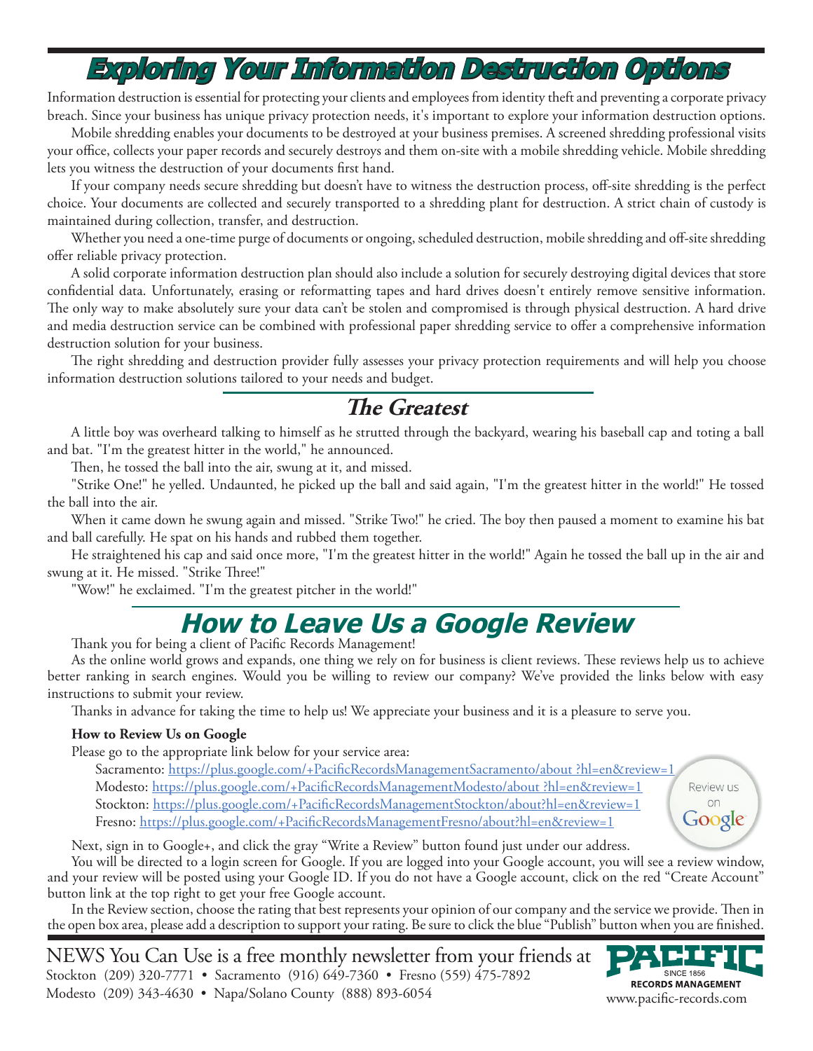# Exploring Your Information Destruction Options

Information destruction is essential for protecting your clients and employees from identity theft and preventing a corporate privacy breach. Since your business has unique privacy protection needs, it's important to explore your information destruction options.

Mobile shredding enables your documents to be destroyed at your business premises. A screened shredding professional visits your office, collects your paper records and securely destroys and them on-site with a mobile shredding vehicle. Mobile shredding lets you witness the destruction of your documents first hand.

If your company needs secure shredding but doesn't have to witness the destruction process, off-site shredding is the perfect choice. Your documents are collected and securely transported to a shredding plant for destruction. A strict chain of custody is maintained during collection, transfer, and destruction.

Whether you need a one-time purge of documents or ongoing, scheduled destruction, mobile shredding and off-site shredding offer reliable privacy protection.

A solid corporate information destruction plan should also include a solution for securely destroying digital devices that store confidential data. Unfortunately, erasing or reformatting tapes and hard drives doesn't entirely remove sensitive information. The only way to make absolutely sure your data can't be stolen and compromised is through physical destruction. A hard drive and media destruction service can be combined with professional paper shredding service to offer a comprehensive information destruction solution for your business.

The right shredding and destruction provider fully assesses your privacy protection requirements and will help you choose information destruction solutions tailored to your needs and budget.

## *The Greatest*

A little boy was overheard talking to himself as he strutted through the backyard, wearing his baseball cap and toting a ball and bat. "I'm the greatest hitter in the world," he announced.

Then, he tossed the ball into the air, swung at it, and missed.

"Strike One!" he yelled. Undaunted, he picked up the ball and said again, "I'm the greatest hitter in the world!" He tossed the ball into the air.

When it came down he swung again and missed. "Strike Two!" he cried. The boy then paused a moment to examine his bat and ball carefully. He spat on his hands and rubbed them together.

He straightened his cap and said once more, "I'm the greatest hitter in the world!" Again he tossed the ball up in the air and swung at it. He missed. "Strike Three!"

"Wow!" he exclaimed. "I'm the greatest pitcher in the world!"

# How to Leave Us a Google Review

Thank you for being a client of Pacific Records Management!

As the online world grows and expands, one thing we rely on for business is client reviews. These reviews help us to achieve better ranking in search engines. Would you be willing to review our company? We've provided the links below with easy instructions to submit your review.

Thanks in advance for taking the time to help us! We appreciate your business and it is a pleasure to serve you.

**How to Review Us on Google**

Please go to the appropriate link below for your service area:

Sacramento: https://plus.google.com/+PacificRecordsManagementSacramento/about ?hl=en&review=1
Modesto: https://plus.google.com/+PacificRecordsManagementModesto/about ?hl=en&review=1
Stockton: https://plus.google.com/+PacificRecordsManagementStockton/about?hl=en&review=1
Fresno: https://plus.google.com/+PacificRecordsManagementFresno/about?hl=en&review=1

Review us on Google

Next, sign in to Google+, and click the gray "Write a Review" button found just under our address.

You will be directed to a login screen for Google. If you are logged into your Google account, you will see a review window, and your review will be posted using your Google ID. If you do not have a Google account, click on the red "Create Account" button link at the top right to get your free Google account.

In the Review section, choose the rating that best represents your opinion of our company and the service we provide. Then in the open box area, please add a description to support your rating. Be sure to click the blue "Publish" button when you are finished.

NEWS You Can Use is a free monthly newsletter from your friends at

Stockton (209) 320-7771 • Sacramento (916) 649-7360 • Fresno (559) 475-7892
Modesto (209) 343-4630 • Napa/Solano County (888) 893-6054

PACIFIC SINCE 1856 RECORDS MANAGEMENT
www.pacific-records.com